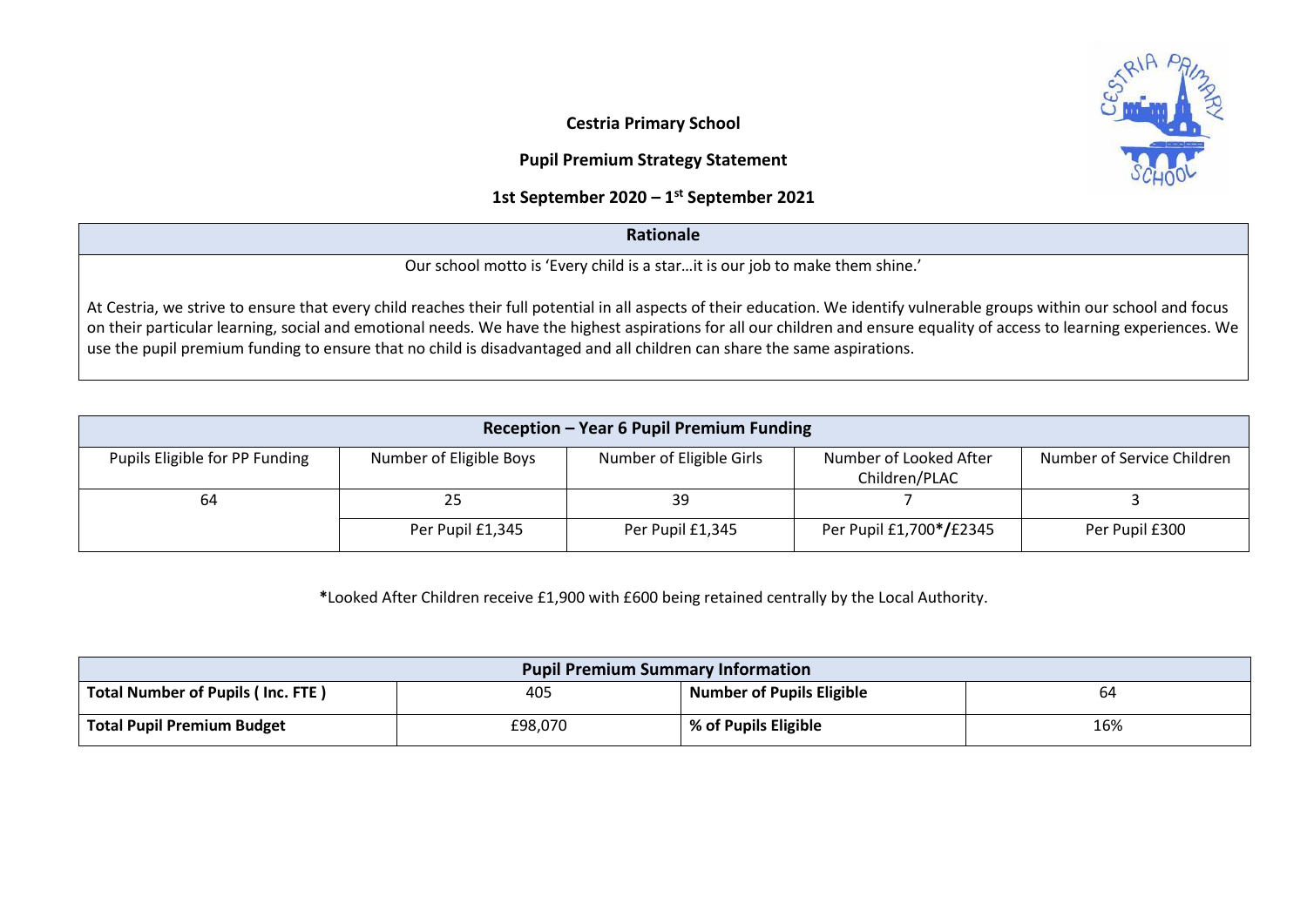# Cestria Primary School

## Pupil Premium Strategy Statement

## 1st September 2020 – 1st September 2021

| Rationale |
|---|
| Our school motto is 'Every child is a star…it is our job to make them shine.'<br><br>At Cestria, we strive to ensure that every child reaches their full potential in all aspects of their education. We identify vulnerable groups within our school and focus on their particular learning, social and emotional needs. We have the highest aspirations for all our children and ensure equality of access to learning experiences. We use the pupil premium funding to ensure that no child is disadvantaged and all children can share the same aspirations. |

| **Reception – Year 6 Pupil Premium Funding** | | | | |
|---|---|---|---|---|
| Pupils Eligible for PP Funding | Number of Eligible Boys | Number of Eligible Girls | Number of Looked After Children/PLAC | Number of Service Children |
| 64 | 25 | 39 | 7 | 3 |
| | Per Pupil £1,345 | Per Pupil £1,345 | Per Pupil £1,700**\*/**£2345 | Per Pupil £300 |

**\***Looked After Children receive £1,900 with £600 being retained centrally by the Local Authority.

| **Pupil Premium Summary Information** | | | |
|---|---|---|---|
| **Total Number of Pupils ( Inc. FTE )** | 405 | **Number of Pupils Eligible** | 64 |
| **Total Pupil Premium Budget** | £98,070 | **% of Pupils Eligible** | 16% |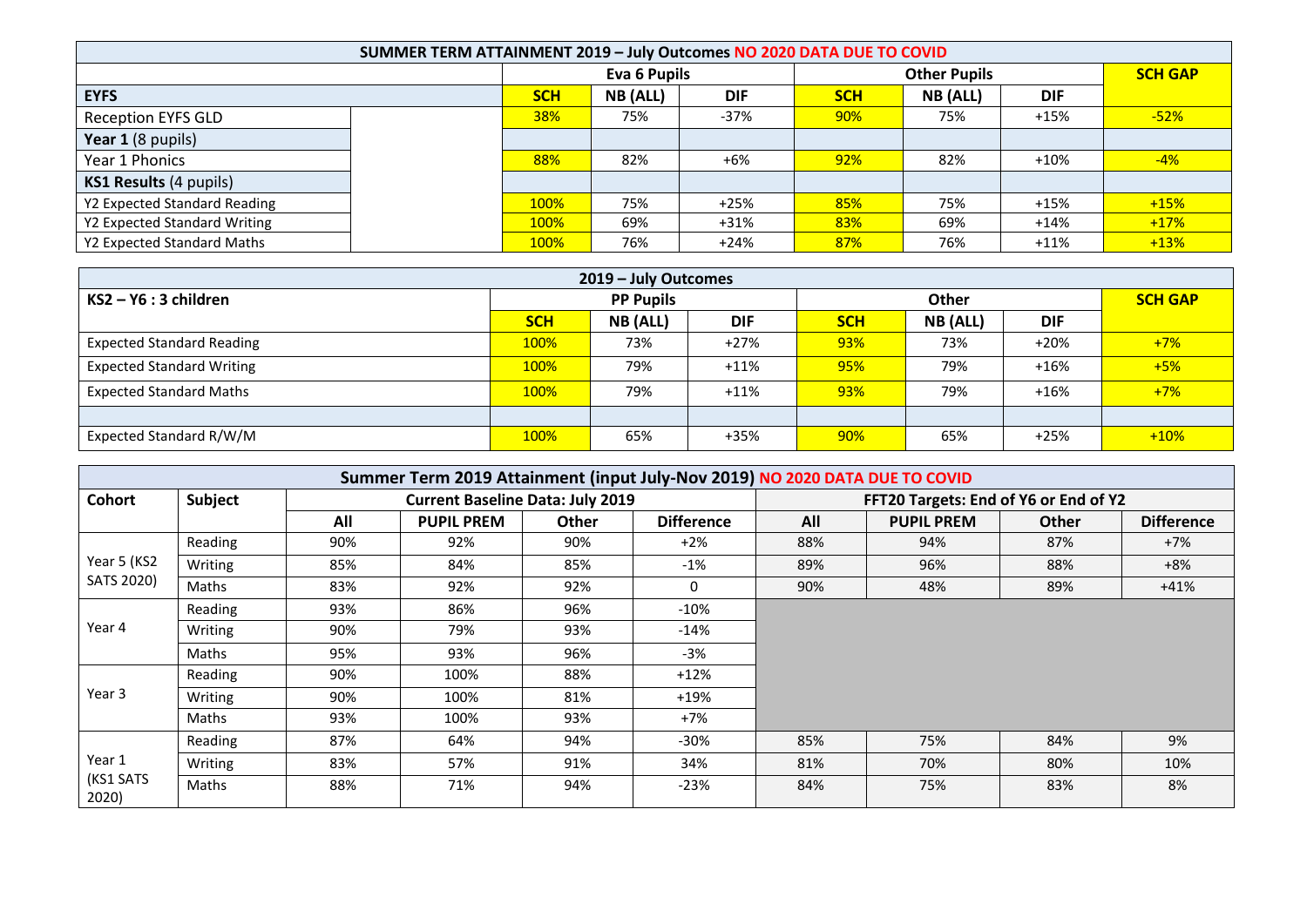| SUMMER TERM ATTAINMENT 2019 – July Outcomes NO 2020 DATA DUE TO COVID | | | | | | | | |
|---|---|---|---|---|---|---|---|---|
| | | Eva 6 Pupils | | | Other Pupils | | | SCH GAP |
| **EYFS** | | **SCH** | **NB (ALL)** | **DIF** | **SCH** | **NB (ALL)** | **DIF** | |
| Reception EYFS GLD | | 38% | 75% | -37% | 90% | 75% | +15% | -52% |
| **Year 1** (8 pupils) | | | | | | | | |
| Year 1 Phonics | | 88% | 82% | +6% | 92% | 82% | +10% | -4% |
| **KS1 Results** (4 pupils) | | | | | | | | |
| Y2 Expected Standard Reading | | 100% | 75% | +25% | 85% | 75% | +15% | +15% |
| Y2 Expected Standard Writing | | 100% | 69% | +31% | 83% | 69% | +14% | +17% |
| Y2 Expected Standard Maths | | 100% | 76% | +24% | 87% | 76% | +11% | +13% |

| 2019 – July Outcomes | | | | | | | |
|---|---|---|---|---|---|---|---|
| **KS2 – Y6 : 3 children** | PP Pupils | | | Other | | | SCH GAP |
| | **SCH** | **NB (ALL)** | **DIF** | **SCH** | **NB (ALL)** | **DIF** | |
| Expected Standard Reading | 100% | 73% | +27% | 93% | 73% | +20% | +7% |
| Expected Standard Writing | 100% | 79% | +11% | 95% | 79% | +16% | +5% |
| Expected Standard Maths | 100% | 79% | +11% | 93% | 79% | +16% | +7% |
| | | | | | | | |
| Expected Standard R/W/M | 100% | 65% | +35% | 90% | 65% | +25% | +10% |

| Summer Term 2019 Attainment (input July-Nov 2019) NO 2020 DATA DUE TO COVID | | | | | | | | | |
|---|---|---|---|---|---|---|---|---|---|
| **Cohort** | **Subject** | Current Baseline Data: July 2019 | | | | FFT20 Targets: End of Y6 or End of Y2 | | | |
| | | **All** | **PUPIL PREM** | **Other** | **Difference** | **All** | **PUPIL PREM** | **Other** | **Difference** |
| Year 5 (KS2 SATS 2020) | Reading | 90% | 92% | 90% | +2% | 88% | 94% | 87% | +7% |
| | Writing | 85% | 84% | 85% | -1% | 89% | 96% | 88% | +8% |
| | Maths | 83% | 92% | 92% | 0 | 90% | 48% | 89% | +41% |
| Year 4 | Reading | 93% | 86% | 96% | -10% | | | | |
| | Writing | 90% | 79% | 93% | -14% | | | | |
| | Maths | 95% | 93% | 96% | -3% | | | | |
| Year 3 | Reading | 90% | 100% | 88% | +12% | | | | |
| | Writing | 90% | 100% | 81% | +19% | | | | |
| | Maths | 93% | 100% | 93% | +7% | | | | |
| Year 1 (KS1 SATS 2020) | Reading | 87% | 64% | 94% | -30% | 85% | 75% | 84% | 9% |
| | Writing | 83% | 57% | 91% | 34% | 81% | 70% | 80% | 10% |
| | Maths | 88% | 71% | 94% | -23% | 84% | 75% | 83% | 8% |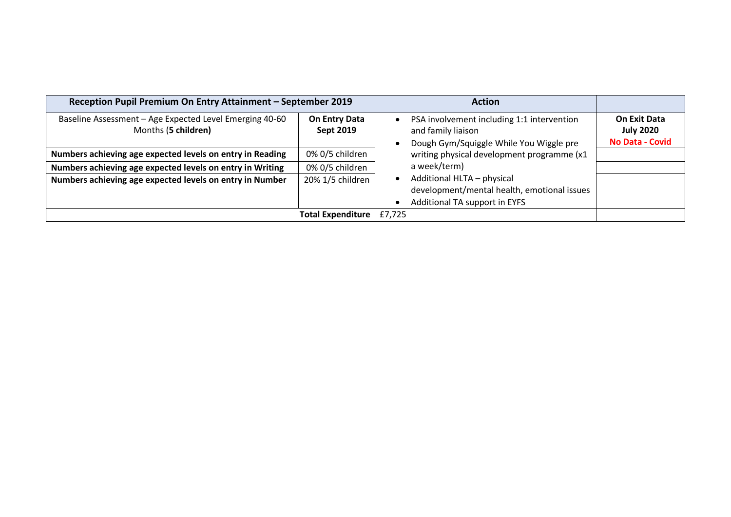| Reception Pupil Premium On Entry Attainment – September 2019 | | Action | |
|---|---|---|---|
| Baseline Assessment – Age Expected Level Emerging 40-60 Months (**5 children**) | **On Entry Data Sept 2019** | • PSA involvement including 1:1 intervention and family liaison<br>• Dough Gym/Squiggle While You Wiggle pre writing physical development programme (x1 a week/term)<br>• Additional HLTA – physical development/mental health, emotional issues<br>• Additional TA support in EYFS | **On Exit Data July 2020** **No Data - Covid** |
| **Numbers achieving age expected levels on entry in Reading** | 0% 0/5 children | | |
| **Numbers achieving age expected levels on entry in Writing** | 0% 0/5 children | | |
| **Numbers achieving age expected levels on entry in Number** | 20% 1/5 children | | |
| | **Total Expenditure** | £7,725 | |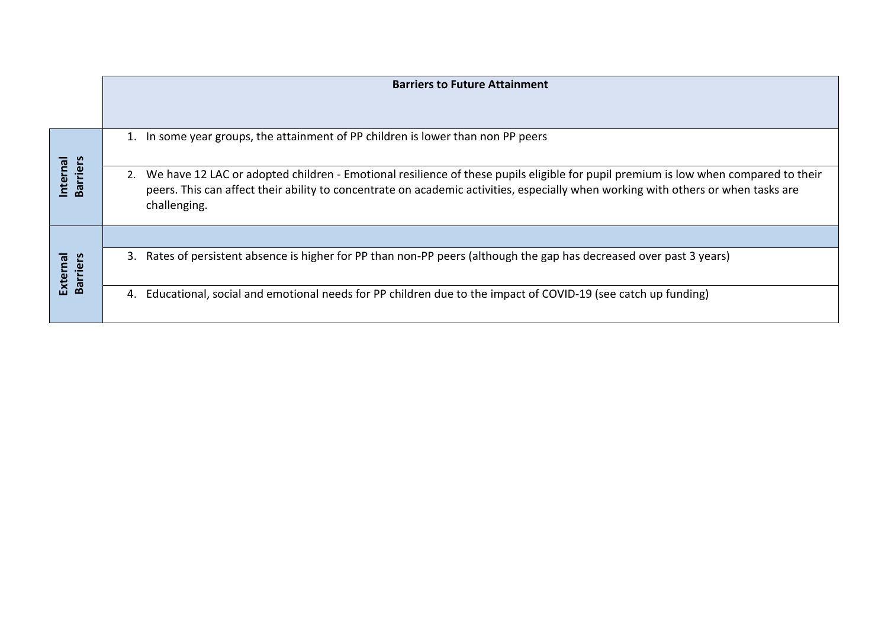| | Barriers to Future Attainment |
|---|---|
| **Internal Barriers** | 1. In some year groups, the attainment of PP children is lower than non PP peers |
| | 2. We have 12 LAC or adopted children - Emotional resilience of these pupils eligible for pupil premium is low when compared to their peers. This can affect their ability to concentrate on academic activities, especially when working with others or when tasks are challenging. |
| | |
| **External Barriers** | 3. Rates of persistent absence is higher for PP than non-PP peers (although the gap has decreased over past 3 years) |
| | 4. Educational, social and emotional needs for PP children due to the impact of COVID-19 (see catch up funding) |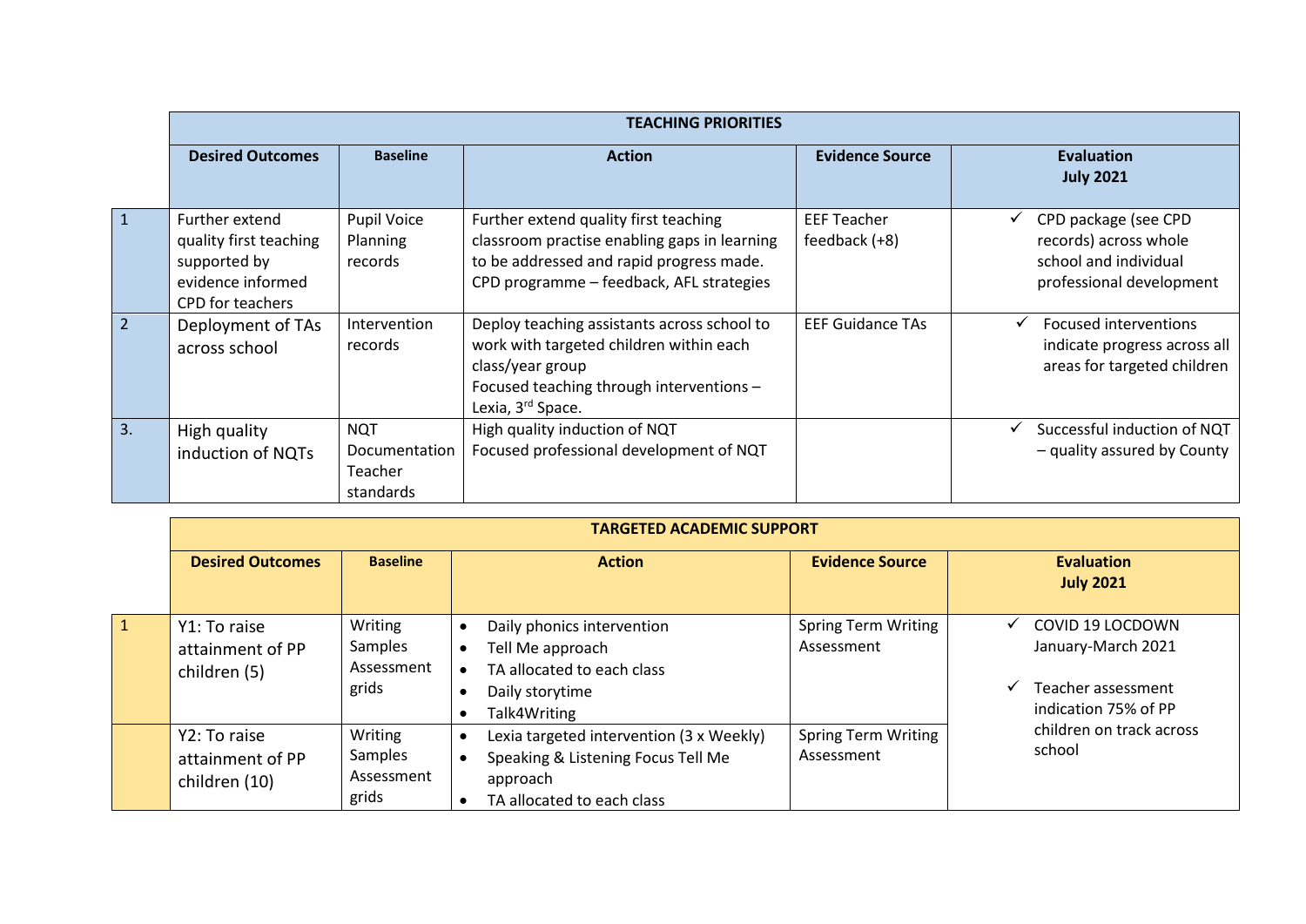| | TEACHING PRIORITIES | | | | |
|---|---|---|---|---|---|
| | **Desired Outcomes** | **Baseline** | **Action** | **Evidence Source** | **Evaluation July 2021** |
| 1 | Further extend quality first teaching supported by evidence informed CPD for teachers | Pupil Voice Planning records | Further extend quality first teaching classroom practise enabling gaps in learning to be addressed and rapid progress made. CPD programme – feedback, AFL strategies | EEF Teacher feedback (+8) | ✓ CPD package (see CPD records) across whole school and individual professional development |
| 2 | Deployment of TAs across school | Intervention records | Deploy teaching assistants across school to work with targeted children within each class/year group<br>Focused teaching through interventions – Lexia, 3rd Space. | EEF Guidance TAs | ✓ Focused interventions indicate progress across all areas for targeted children |
| 3. | High quality induction of NQTs | NQT Documentation Teacher standards | High quality induction of NQT<br>Focused professional development of NQT | | ✓ Successful induction of NQT – quality assured by County |

| | TARGETED ACADEMIC SUPPORT | | | | |
|---|---|---|---|---|---|
| | **Desired Outcomes** | **Baseline** | **Action** | **Evidence Source** | **Evaluation July 2021** |
| 1 | Y1: To raise attainment of PP children (5) | Writing Samples Assessment grids | • Daily phonics intervention<br>• Tell Me approach<br>• TA allocated to each class<br>• Daily storytime<br>• Talk4Writing | Spring Term Writing Assessment | ✓ COVID 19 LOCDOWN January-March 2021<br><br>✓ Teacher assessment indication 75% of PP children on track across school |
| | Y2: To raise attainment of PP children (10) | Writing Samples Assessment grids | • Lexia targeted intervention (3 x Weekly)<br>• Speaking & Listening Focus Tell Me approach<br>• TA allocated to each class | Spring Term Writing Assessment | |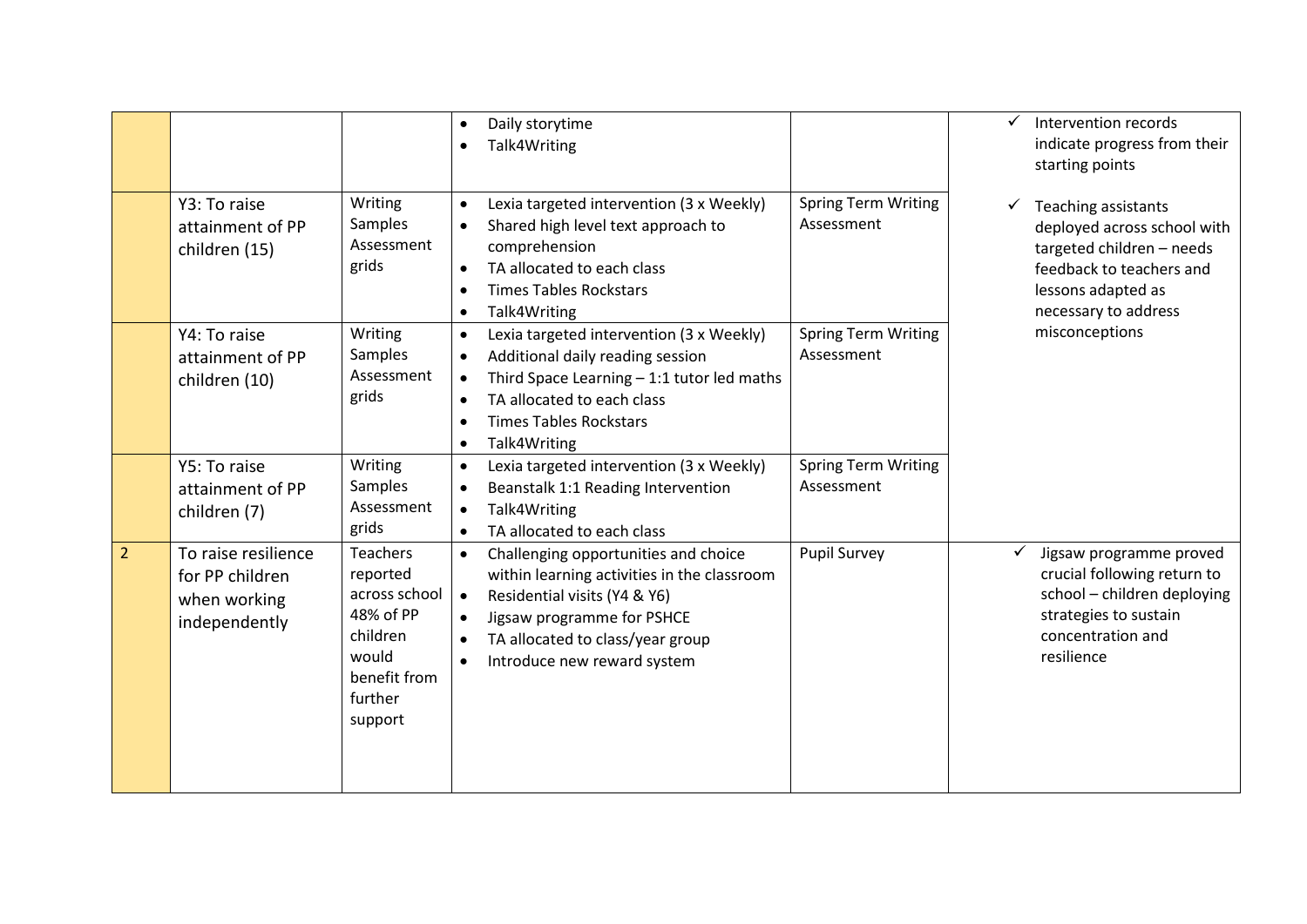| | | | | | |
|---|---|---|---|---|---|
| | | | • Daily storytime<br>• Talk4Writing | | ✓ Intervention records indicate progress from their starting points<br><br>✓ Teaching assistants deployed across school with targeted children – needs feedback to teachers and lessons adapted as necessary to address misconceptions |
| | Y3: To raise attainment of PP children (15) | Writing Samples Assessment grids | • Lexia targeted intervention (3 x Weekly)<br>• Shared high level text approach to comprehension<br>• TA allocated to each class<br>• Times Tables Rockstars<br>• Talk4Writing | Spring Term Writing Assessment | |
| | Y4: To raise attainment of PP children (10) | Writing Samples Assessment grids | • Lexia targeted intervention (3 x Weekly)<br>• Additional daily reading session<br>• Third Space Learning – 1:1 tutor led maths<br>• TA allocated to each class<br>• Times Tables Rockstars<br>• Talk4Writing | Spring Term Writing Assessment | |
| | Y5: To raise attainment of PP children (7) | Writing Samples Assessment grids | • Lexia targeted intervention (3 x Weekly)<br>• Beanstalk 1:1 Reading Intervention<br>• Talk4Writing<br>• TA allocated to each class | Spring Term Writing Assessment | |
| 2 | To raise resilience for PP children when working independently | Teachers reported across school 48% of PP children would benefit from further support | • Challenging opportunities and choice within learning activities in the classroom<br>• Residential visits (Y4 & Y6)<br>• Jigsaw programme for PSHCE<br>• TA allocated to class/year group<br>• Introduce new reward system | Pupil Survey | ✓ Jigsaw programme proved crucial following return to school – children deploying strategies to sustain concentration and resilience |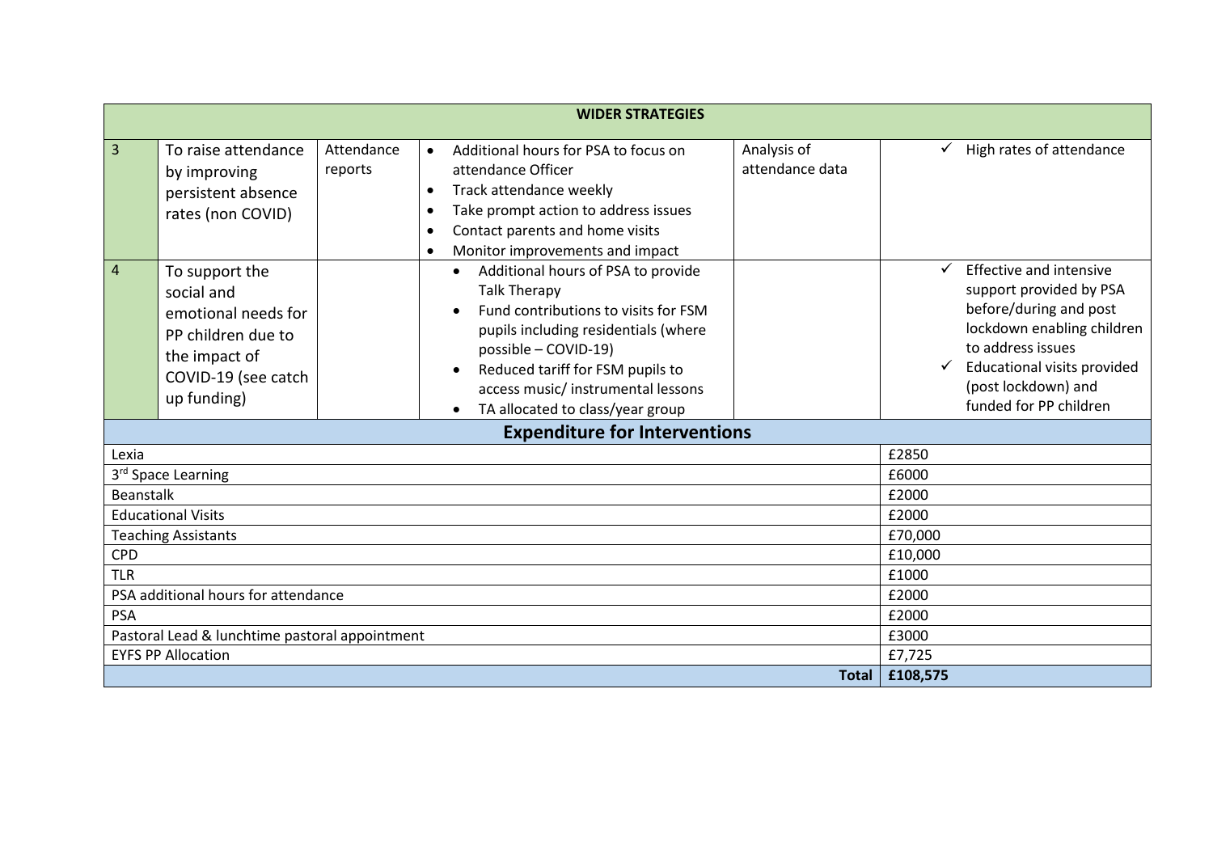| WIDER STRATEGIES | | | | | |
|---|---|---|---|---|---|
| 3 | To raise attendance by improving persistent absence rates (non COVID) | Attendance reports | • Additional hours for PSA to focus on attendance Officer<br>• Track attendance weekly<br>• Take prompt action to address issues<br>• Contact parents and home visits<br>• Monitor improvements and impact | Analysis of attendance data | ✓ High rates of attendance |
| 4 | To support the social and emotional needs for PP children due to the impact of COVID-19 (see catch up funding) | | • Additional hours of PSA to provide Talk Therapy<br>• Fund contributions to visits for FSM pupils including residentials (where possible – COVID-19)<br>• Reduced tariff for FSM pupils to access music/ instrumental lessons<br>• TA allocated to class/year group | | ✓ Effective and intensive support provided by PSA before/during and post lockdown enabling children to address issues<br>✓ Educational visits provided (post lockdown) and funded for PP children |

| Expenditure for Interventions | |
|---|---|
| Lexia | £2850 |
| 3rd Space Learning | £6000 |
| Beanstalk | £2000 |
| Educational Visits | £2000 |
| Teaching Assistants | £70,000 |
| CPD | £10,000 |
| TLR | £1000 |
| PSA additional hours for attendance | £2000 |
| PSA | £2000 |
| Pastoral Lead & lunchtime pastoral appointment | £3000 |
| EYFS PP Allocation | £7,725 |
| **Total** | **£108,575** |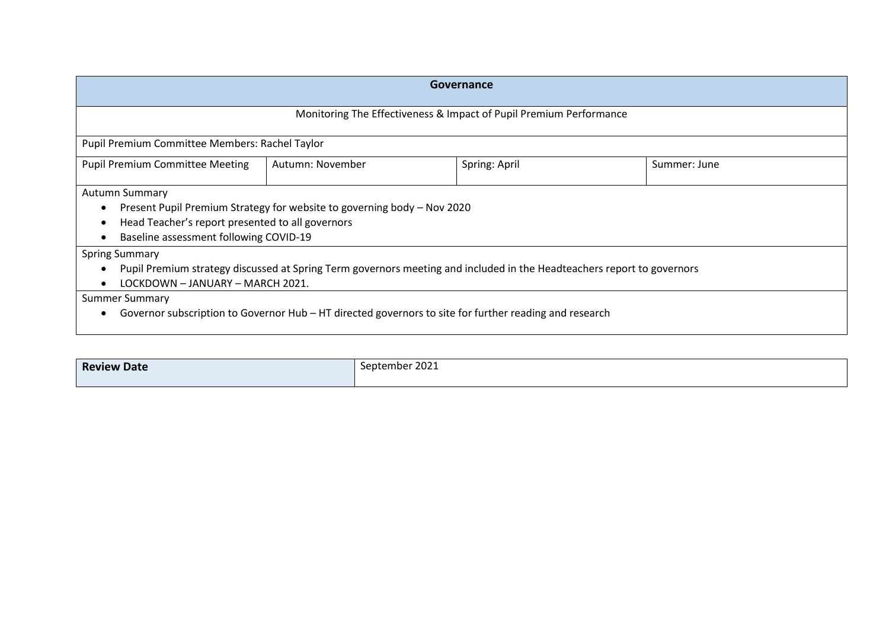| Governance | | | |
|---|---|---|---|
| Monitoring The Effectiveness & Impact of Pupil Premium Performance | | | |
| Pupil Premium Committee Members: Rachel Taylor | | | |
| Pupil Premium Committee Meeting | Autumn: November | Spring: April | Summer: June |
| Autumn Summary<br>• Present Pupil Premium Strategy for website to governing body – Nov 2020<br>• Head Teacher's report presented to all governors<br>• Baseline assessment following COVID-19 | | | |
| Spring Summary<br>• Pupil Premium strategy discussed at Spring Term governors meeting and included in the Headteachers report to governors<br>• LOCKDOWN – JANUARY – MARCH 2021. | | | |
| Summer Summary<br>• Governor subscription to Governor Hub – HT directed governors to site for further reading and research | | | |

| **Review Date** | September 2021 |
|---|---|